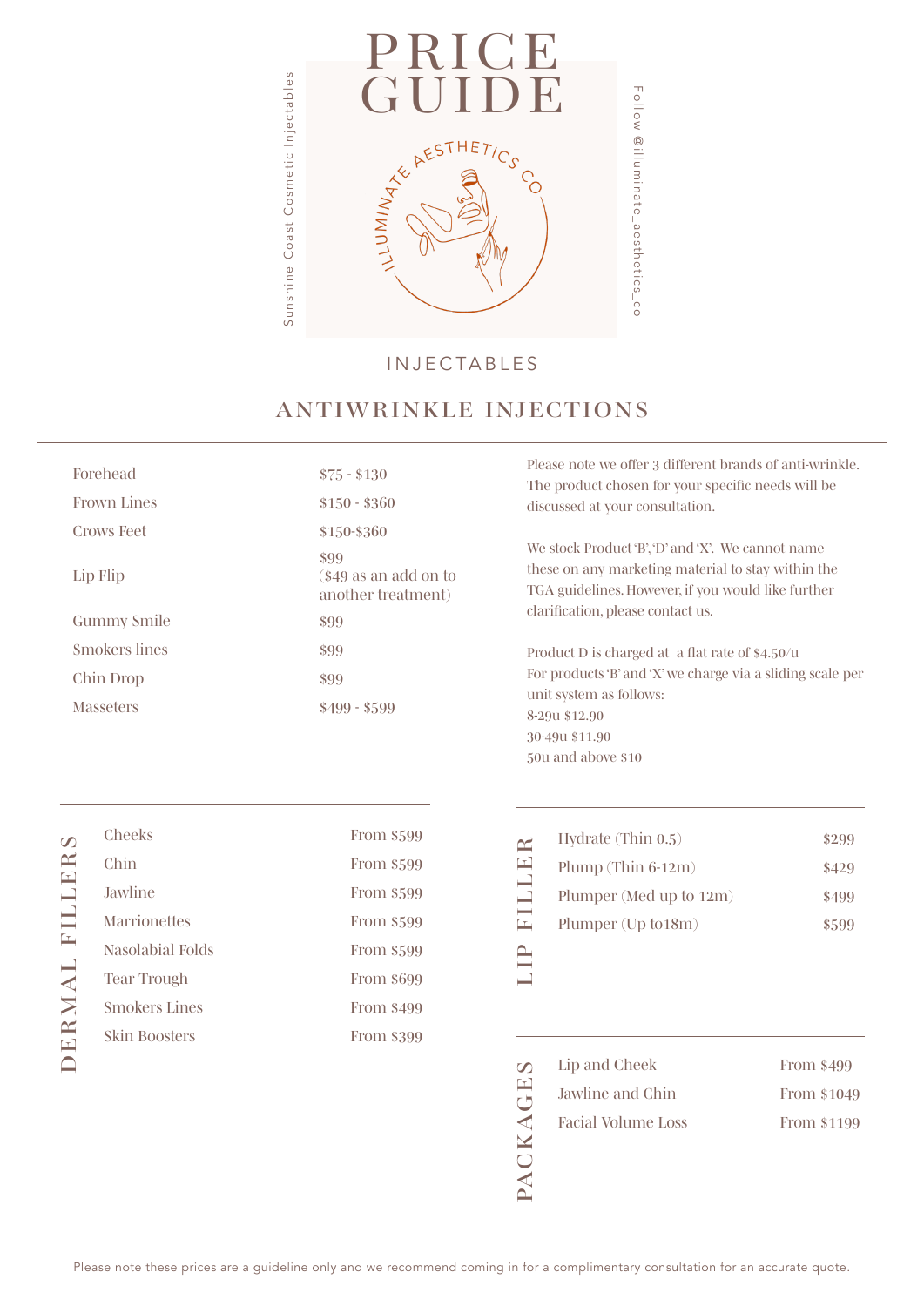# PRICE GUIDE

ILLUMINATE AESTHETICS CO

Sunshine Coast Cosmetic Injectables

Follow @illuminate_aesthetics_co

## INJECTABLES

## ANTIWRINKLE INJECTIONS

| Treatment | Price |
|---|---|
| Forehead | $75 - $130 |
| Frown Lines | $150 - $360 |
| Crows Feet | $150-$360 |
| Lip Flip | $99 ($49 as an add on to another treatment) |
| Gummy Smile | $99 |
| Smokers lines | $99 |
| Chin Drop | $99 |
| Masseters | $499 - $599 |

Please note we offer 3 different brands of anti-wrinkle. The product chosen for your specific needs will be discussed at your consultation.

We stock Product 'B', 'D' and 'X'. We cannot name these on any marketing material to stay within the TGA guidelines. However, if you would like further clarification, please contact us.

Product D is charged at a flat rate of $4.50/u
For products 'B' and 'X' we charge via a sliding scale per unit system as follows:
8-29u $12.90
30-49u $11.90
50u and above $10

## DERMAL FILLERS

| Treatment | Price |
|---|---|
| Cheeks | From $599 |
| Chin | From $599 |
| Jawline | From $599 |
| Marrionettes | From $599 |
| Nasolabial Folds | From $599 |
| Tear Trough | From $699 |
| Smokers Lines | From $499 |
| Skin Boosters | From $399 |

## LIP FILLER

| Treatment | Price |
|---|---|
| Hydrate (Thin 0.5) | $299 |
| Plump (Thin 6-12m) | $429 |
| Plumper (Med up to 12m) | $499 |
| Plumper (Up to18m) | $599 |

## PACKAGES

| Package | Price |
|---|---|
| Lip and Cheek | From $499 |
| Jawline and Chin | From $1049 |
| Facial Volume Loss | From $1199 |

Please note these prices are a guideline only and we recommend coming in for a complimentary consultation for an accurate quote.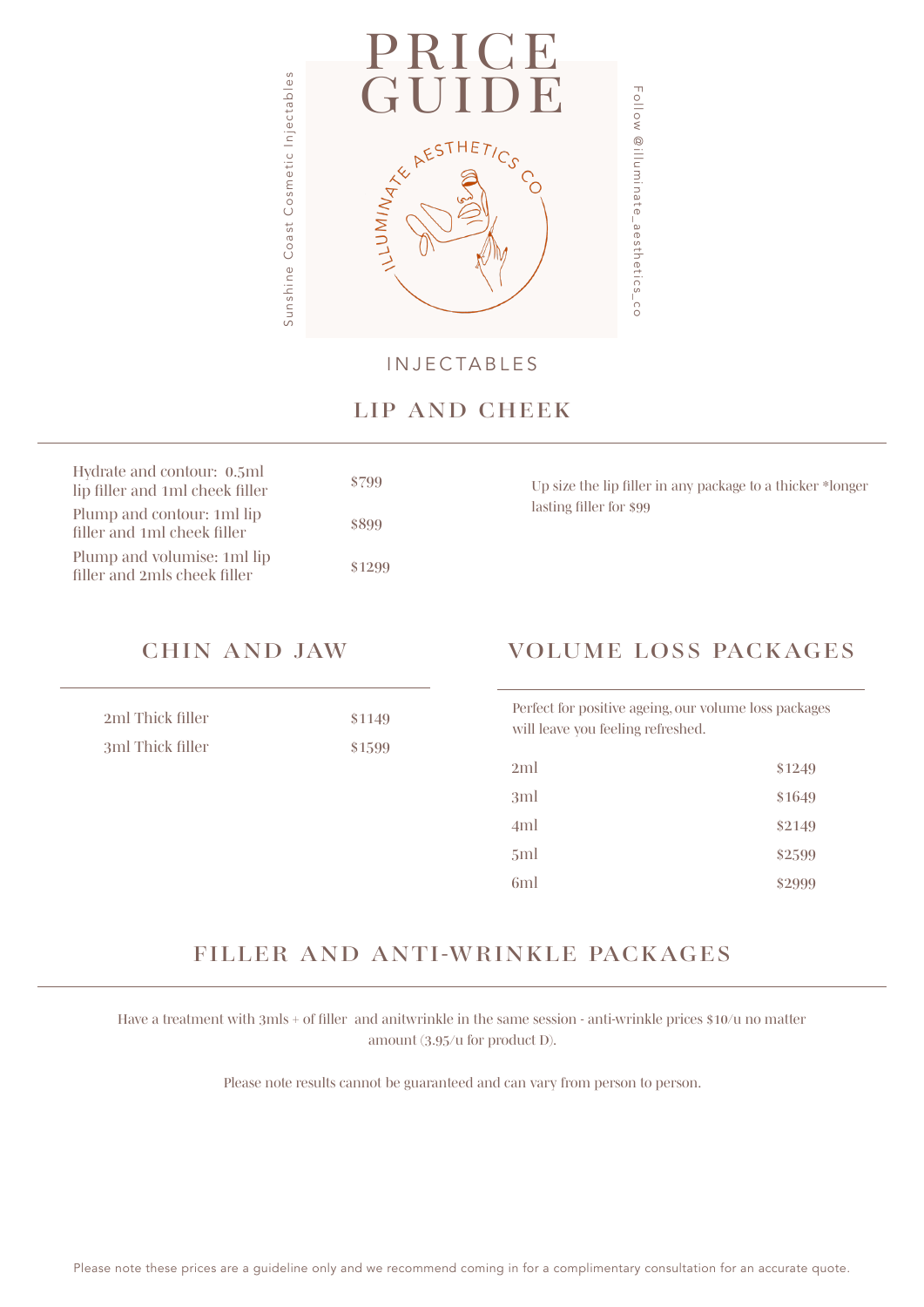# PRICE GUIDE

Sunshine Coast Cosmetic Injectables

Follow @illuminate_aesthetics_co

ILLUMINATE AESTHETICS CO

INJECTABLES

## LIP AND CHEEK

| | |
|---|---|
| Hydrate and contour: 0.5ml lip filler and 1ml cheek filler | $799 |
| Plump and contour: 1ml lip filler and 1ml cheek filler | $899 |
| Plump and volumise: 1ml lip filler and 2mls cheek filler | $1299 |

Up size the lip filler in any package to a thicker *longer lasting filler for $99

## CHIN AND JAW

| | |
|---|---|
| 2ml Thick filler | $1149 |
| 3ml Thick filler | $1599 |

## VOLUME LOSS PACKAGES

Perfect for positive ageing, our volume loss packages will leave you feeling refreshed.

| | |
|---|---|
| 2ml | $1249 |
| 3ml | $1649 |
| 4ml | $2149 |
| 5ml | $2599 |
| 6ml | $2999 |

## FILLER AND ANTI-WRINKLE PACKAGES

Have a treatment with 3mls + of filler and anitwrinkle in the same session - anti-wrinkle prices $10/u no matter amount (3.95/u for product D).

Please note results cannot be guaranteed and can vary from person to person.

Please note these prices are a guideline only and we recommend coming in for a complimentary consultation for an accurate quote.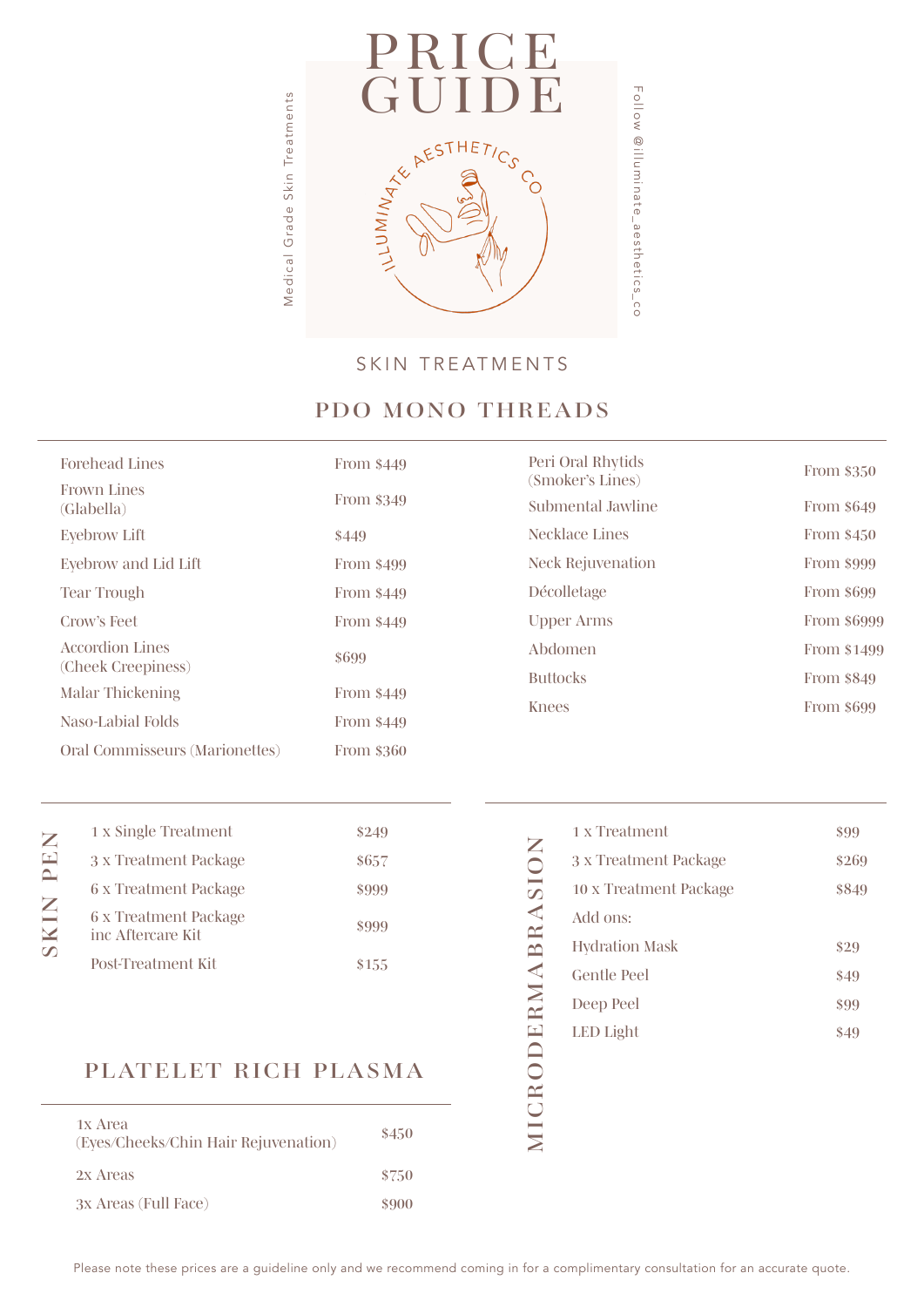# PRICE GUIDE

ILLUMINATE AESTHETICS CO

Medical Grade Skin Treatments

Follow @illuminate_aesthetics_co

## SKIN TREATMENTS

## PDO MONO THREADS

| | |
|---|---|
| Forehead Lines | From $449 |
| Frown Lines (Glabella) | From $349 |
| Eyebrow Lift | $449 |
| Eyebrow and Lid Lift | From $499 |
| Tear Trough | From $449 |
| Crow's Feet | From $449 |
| Accordion Lines (Cheek Creepiness) | $699 |
| Malar Thickening | From $449 |
| Naso-Labial Folds | From $449 |
| Oral Commisseurs (Marionettes) | From $360 |
| Peri Oral Rhytids (Smoker's Lines) | From $350 |
| Submental Jawline | From $649 |
| Necklace Lines | From $450 |
| Neck Rejuvenation | From $999 |
| Décolletage | From $699 |
| Upper Arms | From $6999 |
| Abdomen | From $1499 |
| Buttocks | From $849 |
| Knees | From $699 |

## SKIN PEN

| | |
|---|---|
| 1 x Single Treatment | $249 |
| 3 x Treatment Package | $657 |
| 6 x Treatment Package | $999 |
| 6 x Treatment Package inc Aftercare Kit | $999 |
| Post-Treatment Kit | $155 |

## PLATELET RICH PLASMA

| | |
|---|---|
| 1x Area (Eyes/Cheeks/Chin Hair Rejuvenation) | $450 |
| 2x Areas | $750 |
| 3x Areas (Full Face) | $900 |

## MICRODERMABRASION

| | |
|---|---|
| 1 x Treatment | $99 |
| 3 x Treatment Package | $269 |
| 10 x Treatment Package | $849 |
| Add ons: | |
| Hydration Mask | $29 |
| Gentle Peel | $49 |
| Deep Peel | $99 |
| LED Light | $49 |

Please note these prices are a guideline only and we recommend coming in for a complimentary consultation for an accurate quote.